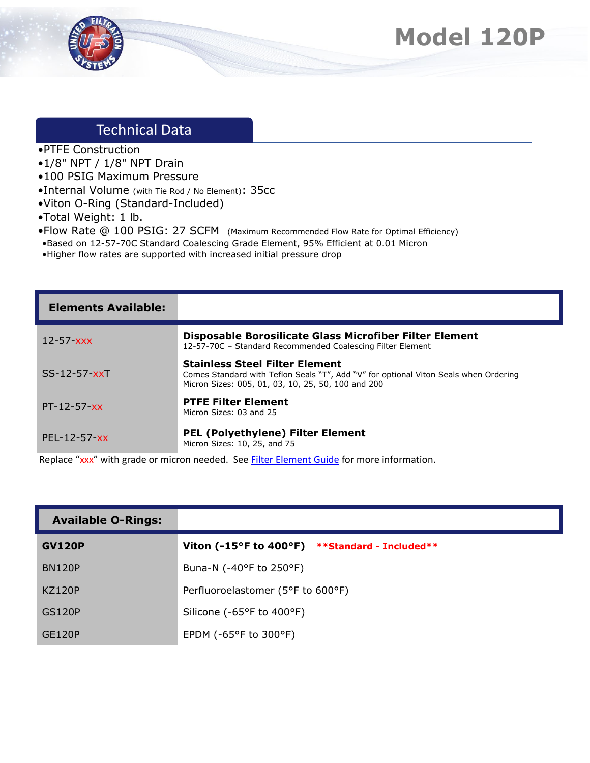# Model 120P

## Technical Data

- PTFE Construction
- 1/8" NPT / 1/8" NPT Drain
- 100 PSIG Maximum Pressure
- Internal Volume (with Tie Rod / No Element): 35cc
- Viton O-Ring (Standard-Included)
- Total Weight: 1 lb.
- Flow Rate @ 100 PSIG: 27 SCFM (Maximum Recommended Flow Rate for Optimal Efficiency)
  - Based on 12-57-70C Standard Coalescing Grade Element, 95% Efficient at 0.01 Micron
  - Higher flow rates are supported with increased initial pressure drop

| Elements Available: | |
|---|---|
| 12-57-xxx | **Disposable Borosilicate Glass Microfiber Filter Element**<br>12-57-70C – Standard Recommended Coalescing Filter Element |
| SS-12-57-xxT | **Stainless Steel Filter Element**<br>Comes Standard with Teflon Seals "T", Add "V" for optional Viton Seals when Ordering<br>Micron Sizes: 005, 01, 03, 10, 25, 50, 100 and 200 |
| PT-12-57-xx | **PTFE Filter Element**<br>Micron Sizes: 03 and 25 |
| PEL-12-57-xx | **PEL (Polyethylene) Filter Element**<br>Micron Sizes: 10, 25, and 75 |

Replace "xxx" with grade or micron needed. See Filter Element Guide for more information.

| Available O-Rings: | |
|---|---|
| **GV120P** | **Viton (-15°F to 400°F)** **\*\*Standard - Included\*\*** |
| BN120P | Buna-N (-40°F to 250°F) |
| KZ120P | Perfluoroelastomer (5°F to 600°F) |
| GS120P | Silicone (-65°F to 400°F) |
| GE120P | EPDM (-65°F to 300°F) |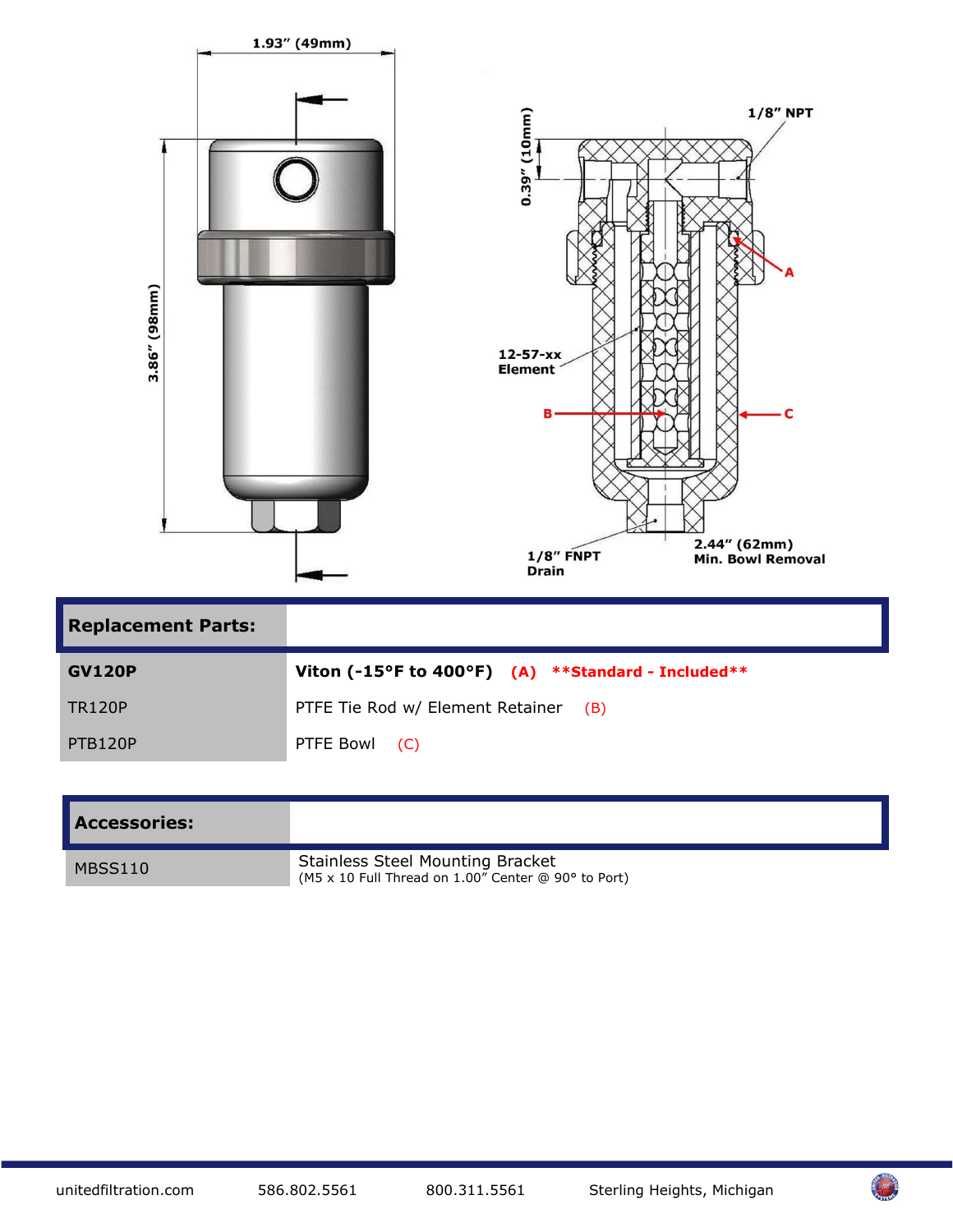1.93" (49mm)

3.86" (98mm)

0.39" (10mm)

1/8" NPT

A

12-57-xx Element

B

C

1/8" FNPT Drain

2.44" (62mm) Min. Bowl Removal

| Replacement Parts: | |
|---|---|
| **GV120P** | **Viton (-15°F to 400°F)** **(A)** **\*\*Standard - Included\*\*** |
| TR120P | PTFE Tie Rod w/ Element Retainer (B) |
| PTB120P | PTFE Bowl (C) |

| Accessories: | |
|---|---|
| MBSS110 | Stainless Steel Mounting Bracket (M5 x 10 Full Thread on 1.00" Center @ 90° to Port) |

unitedfiltration.com 586.802.5561 800.311.5561 Sterling Heights, Michigan